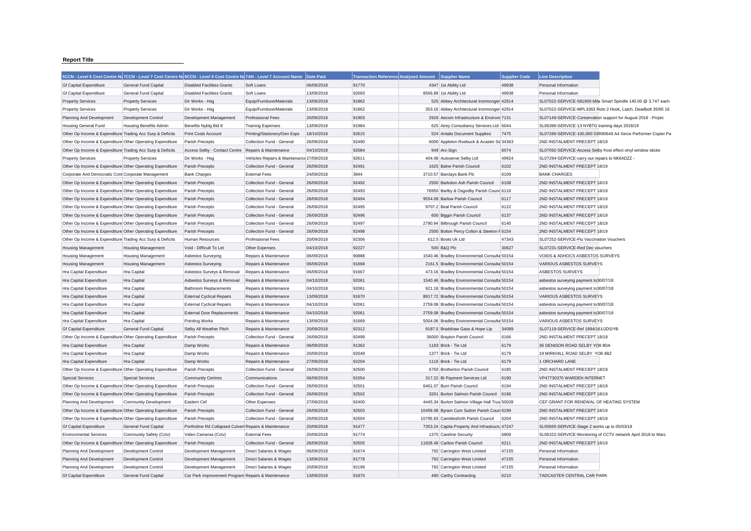**Report Title**

| 5CCN - Level 5 Cost Centre Na | 7CCN - Level 7 Cost Centre Na | 9CCN - Level 9 Cost Centre Na | 7AN - Level 7 Account Name | Date Paid | Transaction Reference | Analysed Amount | Supplier Name | Supplier Code | Line Description |
|---|---|---|---|---|---|---|---|---|---|
| Gf Capital Expenditure | General Fund Capital | Disabled Facilities Grants | Soft Loans | 06/09/2018 | 91770 | 4347 | 1st Ability Ltd | 49938 | Personal Information |
| Gf Capital Expenditure | General Fund Capital | Disabled Facilities Grants | Soft Loans | 13/09/2018 | 92093 | 8566.89 | 1st Ability Ltd | 49938 | Personal Information |
| Property Services | Property Services | Dir Works - Hsg | Equip/Furniture/Materials | 13/09/2018 | 91862 | 525 | Abbey Architectural Ironmonger | 42914 | SL07022-SERVICE-581900 Mila Smart Spindle 140.00 @ 3.747 each |
| Property Services | Property Services | Dir Works - Hsg | Equip/Furniture/Materials | 13/09/2018 | 91862 | 353.16 | Abbey Architectural Ironmonger | 42914 | SL07022-SERVICE-MPL3363 Roto 2 Hook, Latch, Deadbolt 35/95 16 |
| Planning And Development | Development Control | Development Management | Professional Fees | 20/09/2018 | 91903 | 2926 | Aecom Infrastructure & Environ | 7131 | SL07149-SERVICE-Conservation support for August 2018 - Projec |
| Housing General Fund | Housing Benefits Admin | Benefits Nybtg Bid 8 | Training Expenses | 13/09/2018 | 91984 | 625 | Airey Consultancy Services Ltd | 6044 | SL06396-SERVICE-13 NYBTG training days 2018/19 |
| Other Op Income & Expenditure | Trading Acc Surp & Deficits | Print Costs Account | Printing/Stationery/Gen Exps | 18/10/2018 | 92615 | 524 | Antalis Document Supplies | 7475 | SL07289-SERVICE-100,000 03R90649 A4 Xerox Performer Copier Pa |
| Other Op Income & Expenditure | Other Operating Expenditure | Parish Precepts | Collection Fund - General | 26/09/2018 | 92490 | 6000 | Appleton Roebuck & Acaster Se | 34363 | 2ND INSTALMENT PRECEPT 18/19 |
| Other Op Income & Expenditure | Trading Acc Surp & Deficits | Access Selby - Contact Centre | Repairs & Maintenance | 04/10/2018 | 92084 | 949 | Arc-Sign | 6074 | SL07092-SERVICE-Access Selby frost effect vinyl window sticke |
| Property Services | Property Services | Dir Works - Hsg | Vehicles Repairs & Maintenance | 27/09/2018 | 92611 | 404.08 | Autoserve Selby Ltd | 49924 | SL07294-SERVICE-carry out repairs to NK64DZZ - |
| Other Op Income & Expenditure | Other Operating Expenditure | Parish Precepts | Collection Fund - General | 26/09/2018 | 92491 | 1625 | Balne Parish Council | 6102 | 2ND INSTALMENT PRECEPT 18/19 |
| Corporate And Democratic Core | Corporate Management | Bank Charges | External Fees | 24/09/2018 | 3844 | 3710.57 | Barclays Bank Plc | 6109 | BANK CHARGES |
| Other Op Income & Expenditure | Other Operating Expenditure | Parish Precepts | Collection Fund - General | 26/09/2018 | 92492 | 2500 | Barkston Ash Parish Council | 6108 | 2ND INSTALMENT PRECEPT 18/19 |
| Other Op Income & Expenditure | Other Operating Expenditure | Parish Precepts | Collection Fund - General | 26/09/2018 | 92493 | 76950 | Barlby & Osgodby Parish Counc | 6116 | 2ND INSTALMENT PRECEPT 18/19 |
| Other Op Income & Expenditure | Other Operating Expenditure | Parish Precepts | Collection Fund - General | 26/09/2018 | 92494 | 9554.09 | Barlow Parish Council | 6117 | 2ND INSTALMENT PRECEPT 18/19 |
| Other Op Income & Expenditure | Other Operating Expenditure | Parish Precepts | Collection Fund - General | 26/09/2018 | 92495 | 9707.2 | Beal Parish Council | 6122 | 2ND INSTALMENT PRECEPT 18/19 |
| Other Op Income & Expenditure | Other Operating Expenditure | Parish Precepts | Collection Fund - General | 26/09/2018 | 92496 | 600 | Biggin Parish Council | 6137 | 2ND INSTALMENT PRECEPT 18/19 |
| Other Op Income & Expenditure | Other Operating Expenditure | Parish Precepts | Collection Fund - General | 26/09/2018 | 92497 | 2790.94 | Bilbrough Parish Council | 6140 | 2ND INSTALMENT PRECEPT 18/19 |
| Other Op Income & Expenditure | Other Operating Expenditure | Parish Precepts | Collection Fund - General | 26/09/2018 | 92498 | 2500 | Bolton Percy Colton & Steeton F | 6154 | 2ND INSTALMENT PRECEPT 18/19 |
| Other Op Income & Expenditure | Trading Acc Surp & Deficits | Human Resources | Professional Fees | 20/09/2018 | 92306 | 612.5 | Boots Uk Ltd | 47343 | SL07252-SERVICE-Flu Vaccination Vouchers |
| Housing Management | Housing Management | Void - Difficult To Let | Other Expenses | 04/10/2018 | 92227 | 500 | B&Q Plc | 30627 | SL07231-SERVICE-Red Dec vouchers |
| Housing Management | Housing Management | Asbestos Surveying | Repairs & Maintenance | 06/09/2018 | 90888 | 1540.46 | Bradley Environmental Consulta | 50154 | VOIDS & ADHOCS ASBESTOS SURVEYS |
| Housing Management | Housing Management | Asbestos Surveying | Repairs & Maintenance | 06/09/2018 | 91668 | 2161.5 | Bradley Environmental Consulta | 50154 | VARIOUS ASBESTOS SURVEYS |
| Hra Capital Expenditure | Hra Capital | Asbestos Surveys & Removal | Repairs & Maintenance | 06/09/2018 | 91667 | 473.16 | Bradley Environmental Consulta | 50154 | ASBESTOS SURVEYS |
| Hra Capital Expenditure | Hra Capital | Asbestos Surveys & Removal | Repairs & Maintenance | 04/10/2018 | 92061 | 1540.46 | Bradley Environmental Consulta | 50154 | asbestos surveying payment to30/07/18 |
| Hra Capital Expenditure | Hra Capital | Bathroom Replacements | Repairs & Maintenance | 04/10/2018 | 92061 | 921.18 | Bradley Environmental Consulta | 50154 | asbestos surveying payment to30/07/18 |
| Hra Capital Expenditure | Hra Capital | External Cyclical Repairs | Repairs & Maintenance | 13/09/2018 | 91670 | 8817.72 | Bradley Environmental Consulta | 50154 | VARIOUS ASBESTOS SURVEYS |
| Hra Capital Expenditure | Hra Capital | External Cyclical Repairs | Repairs & Maintenance | 04/10/2018 | 92061 | 2759.08 | Bradley Environmental Consulta | 50154 | asbestos surveying payment to30/07/18 |
| Hra Capital Expenditure | Hra Capital | External Door Replacements | Repairs & Maintenance | 04/10/2018 | 92061 | 2759.08 | Bradley Environmental Consulta | 50154 | asbestos surveying payment to30/07/18 |
| Hra Capital Expenditure | Hra Capital | Pointing Works | Repairs & Maintenance | 13/09/2018 | 91669 | 5004.06 | Bradley Environmental Consulta | 50154 | VARIOUS ASBESTOS SURVEYS |
| Gf Capital Expenditure | General Fund Capital | Selby All Weather Pitch | Repairs & Maintenance | 20/09/2018 | 92312 | 9187.5 | Bradshaw Gass & Hope Llp | 34089 | SL07119-SERVICE-Ref 1894/161/JDS/YB |
| Other Op Income & Expenditure | Other Operating Expenditure | Parish Precepts | Collection Fund - General | 26/09/2018 | 92499 | 36000 | Brayton Parish Council | 6166 | 2ND INSTALMENT PRECEPT 18/19 |
| Hra Capital Expenditure | Hra Capital | Damp Works | Repairs & Maintenance | 06/09/2018 | 91362 | 1193 | Brick - Tie Ltd | 6179 | 36 DENISON ROAD SELBY YO8 8DA |
| Hra Capital Expenditure | Hra Capital | Damp Works | Repairs & Maintenance | 20/09/2018 | 92049 | 1377 | Brick - Tie Ltd | 6179 | 19 MIRKHILL ROAD SELBY YO8 4BZ |
| Hra Capital Expenditure | Hra Capital | Damp Works | Repairs & Maintenance | 27/09/2018 | 92204 | 1116 | Brick - Tie Ltd | 6179 | 1 ORCHARD LANE |
| Other Op Income & Expenditure | Other Operating Expenditure | Parish Precepts | Collection Fund - General | 26/09/2018 | 92500 | 6750 | Brotherton Parish Council | 6185 | 2ND INSTALMENT PRECEPT 18/19 |
| Special Services | Special Services | Community Centres | Communications | 06/09/2018 | 91554 | 317.22 | Bt Payment Services Ltd | 6190 | VP47730370 WARDEN INTERNET |
| Other Op Income & Expenditure | Other Operating Expenditure | Parish Precepts | Collection Fund - General | 26/09/2018 | 92501 | 6461.07 | Burn Parish Council | 6194 | 2ND INSTALMENT PRECEPT 18/19 |
| Other Op Income & Expenditure | Other Operating Expenditure | Parish Precepts | Collection Fund - General | 26/09/2018 | 92502 | 3261 | Burton Salmon Parish Council | 6196 | 2ND INSTALMENT PRECEPT 18/19 |
| Planning And Development | Community Development | Eastern Cef | Other Expenses | 27/09/2018 | 92400 | 4445.34 | Burton Salmon Village Hall Trus | 50028 | CEF GRANT FOR RENEWAL OF HEATING SYSTEM |
| Other Op Income & Expenditure | Other Operating Expenditure | Parish Precepts | Collection Fund - General | 26/09/2018 | 92503 | 10459.08 | Byram Cum Sutton Parish Coun | 6199 | 2ND INSTALMENT PRECEPT 18/19 |
| Other Op Income & Expenditure | Other Operating Expenditure | Parish Precepts | Collection Fund - General | 26/09/2018 | 92504 | 10795.83 | Camblesforth Parish Council | 6204 | 2ND INSTALMENT PRECEPT 18/19 |
| Gf Capital Expenditure | General Fund Capital | Portholme Rd Collapsed Culvert | Repairs & Maintenance | 20/09/2018 | 91477 | 7353.24 | Capita Property And Infrastructu | 47247 | SL05665-SERVICE-Stage 2 works up to 05/03/18 |
| Environmental Services | Community Safety (Cctv) | Video Cameras (Cctv) | External Fees | 20/09/2018 | 91774 | 1375 | Careline Security | 6809 | SL06322-SERVICE-Monitoring of CCTV network April 2018 to Marc |
| Other Op Income & Expenditure | Other Operating Expenditure | Parish Precepts | Collection Fund - General | 26/09/2018 | 92505 | 11828.49 | Carlton Parish Council | 6211 | 2ND INSTALMENT PRECEPT 18/19 |
| Planning And Development | Development Control | Development Management | Direct Salaries & Wages | 06/09/2018 | 91674 | 792 | Carrington West Limited | 47155 | Personal Information |
| Planning And Development | Development Control | Development Management | Direct Salaries & Wages | 13/09/2018 | 91778 | 792 | Carrington West Limited | 47155 | Personal Information |
| Planning And Development | Development Control | Development Management | Direct Salaries & Wages | 20/09/2018 | 92199 | 792 | Carrington West Limited | 47155 | Personal Information |
| Gf Capital Expenditure | General Fund Capital | Car Park Improvement Program | Repairs & Maintenance | 13/09/2018 | 91870 | 490 | Carthy Contracting | 6210 | TADCASTER CENTRAL CAR PARK |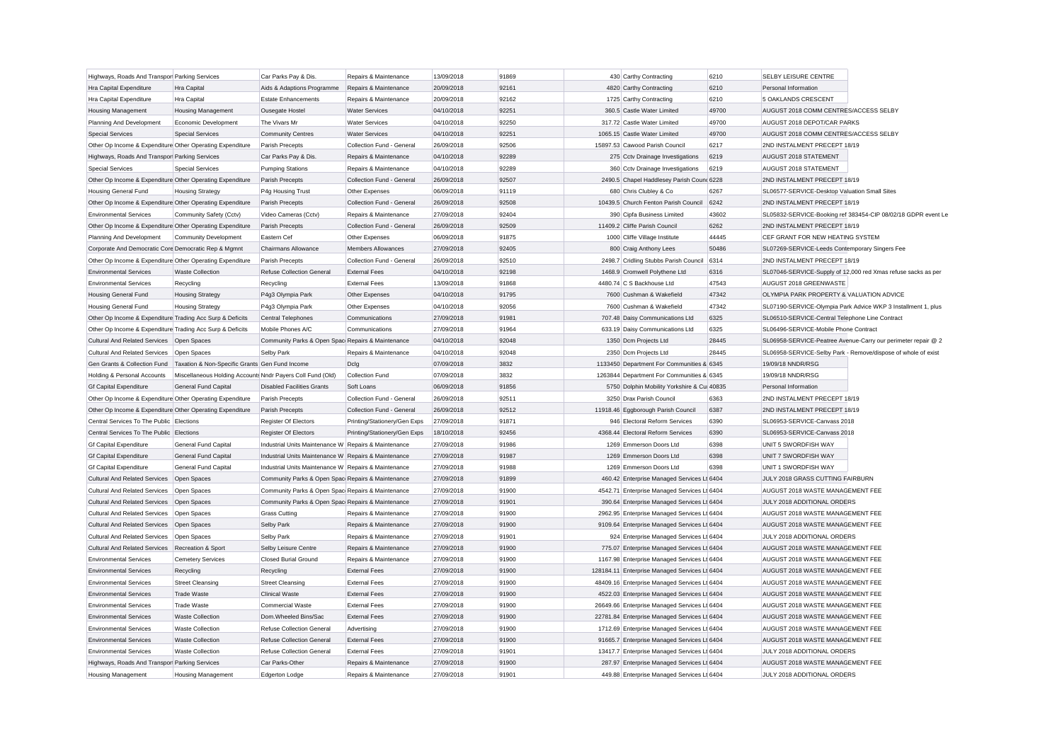| Highways, Roads And Transport | Parking Services | Car Parks Pay & Dis. | Repairs & Maintenance | 13/09/2018 | 91869 | 430 | Carthy Contracting | 6210 | SELBY LEISURE CENTRE |
|---|---|---|---|---|---|---|---|---|---|
| Hra Capital Expenditure | Hra Capital | Aids & Adaptions Programme | Repairs & Maintenance | 20/09/2018 | 92161 | 4820 | Carthy Contracting | 6210 | Personal Information |
| Hra Capital Expenditure | Hra Capital | Estate Enhancements | Repairs & Maintenance | 20/09/2018 | 92162 | 1725 | Carthy Contracting | 6210 | 5 OAKLANDS CRESCENT |
| Housing Management | Housing Management | Ousegate Hostel | Water Services | 04/10/2018 | 92251 | 360.5 | Castle Water Limited | 49700 | AUGUST 2018 COMM CENTRES/ACCESS SELBY |
| Planning And Development | Economic Development | The Vivars Mr | Water Services | 04/10/2018 | 92250 | 317.72 | Castle Water Limited | 49700 | AUGUST 2018 DEPOT/CAR PARKS |
| Special Services | Special Services | Community Centres | Water Services | 04/10/2018 | 92251 | 1065.15 | Castle Water Limited | 49700 | AUGUST 2018 COMM CENTRES/ACCESS SELBY |
| Other Op Income & Expenditure | Other Operating Expenditure | Parish Precepts | Collection Fund - General | 26/09/2018 | 92506 | 15897.53 | Cawood Parish Council | 6217 | 2ND INSTALMENT PRECEPT 18/19 |
| Highways, Roads And Transport | Parking Services | Car Parks Pay & Dis. | Repairs & Maintenance | 04/10/2018 | 92289 | 275 | Cctv Drainage Investigations | 6219 | AUGUST 2018 STATEMENT |
| Special Services | Special Services | Pumping Stations | Repairs & Maintenance | 04/10/2018 | 92289 | 360 | Cctv Drainage Investigations | 6219 | AUGUST 2018 STATEMENT |
| Other Op Income & Expenditure | Other Operating Expenditure | Parish Precepts | Collection Fund - General | 26/09/2018 | 92507 | 2490.5 | Chapel Haddlesey Parish Counc | 6228 | 2ND INSTALMENT PRECEPT 18/19 |
| Housing General Fund | Housing Strategy | P4g Housing Trust | Other Expenses | 06/09/2018 | 91119 | 680 | Chris Clubley & Co | 6267 | SL06577-SERVICE-Desktop Valuation Small Sites |
| Other Op Income & Expenditure | Other Operating Expenditure | Parish Precepts | Collection Fund - General | 26/09/2018 | 92508 | 10439.5 | Church Fenton Parish Council | 6242 | 2ND INSTALMENT PRECEPT 18/19 |
| Environmental Services | Community Safety (Cctv) | Video Cameras (Cctv) | Repairs & Maintenance | 27/09/2018 | 92404 | 390 | Cipfa Business Limited | 43602 | SL05832-SERVICE-Booking ref 383454-CIP 08/02/18 GDPR event Le |
| Other Op Income & Expenditure | Other Operating Expenditure | Parish Precepts | Collection Fund - General | 26/09/2018 | 92509 | 11409.2 | Cliffe Parish Council | 6262 | 2ND INSTALMENT PRECEPT 18/19 |
| Planning And Development | Community Development | Eastern Cef | Other Expenses | 06/09/2018 | 91875 | 1000 | Cliffe Village Institute | 44445 | CEF GRANT FOR NEW HEATING SYSTEM |
| Corporate And Democratic Core | Democratic Rep & Mgmnt | Chairmans Allowance | Members Allowances | 27/09/2018 | 92405 | 800 | Craig Anthony Lees | 50486 | SL07269-SERVICE-Leeds Contemporary Singers Fee |
| Other Op Income & Expenditure | Other Operating Expenditure | Parish Precepts | Collection Fund - General | 26/09/2018 | 92510 | 2498.7 | Cridling Stubbs Parish Council | 6314 | 2ND INSTALMENT PRECEPT 18/19 |
| Environmental Services | Waste Collection | Refuse Collection General | External Fees | 04/10/2018 | 92198 | 1468.9 | Cromwell Polythene Ltd | 6316 | SL07046-SERVICE-Supply of 12,000 red Xmas refuse sacks as per |
| Environmental Services | Recycling | Recycling | External Fees | 13/09/2018 | 91868 | 4480.74 | C S Backhouse Ltd | 47543 | AUGUST 2018 GREENWASTE |
| Housing General Fund | Housing Strategy | P4g3 Olympia Park | Other Expenses | 04/10/2018 | 91795 | 7600 | Cushman & Wakefield | 47342 | OLYMPIA PARK PROPERTY & VALUATION ADVICE |
| Housing General Fund | Housing Strategy | P4g3 Olympia Park | Other Expenses | 04/10/2018 | 92056 | 7600 | Cushman & Wakefield | 47342 | SL07190-SERVICE-Olympia Park Advice WKP 3 Installment 1, plus |
| Other Op Income & Expenditure | Trading Acc Surp & Deficits | Central Telephones | Communications | 27/09/2018 | 91981 | 707.48 | Daisy Communications Ltd | 6325 | SL06510-SERVICE-Central Telephone Line Contract |
| Other Op Income & Expenditure | Trading Acc Surp & Deficits | Mobile Phones A/C | Communications | 27/09/2018 | 91964 | 633.19 | Daisy Communications Ltd | 6325 | SL06496-SERVICE-Mobile Phone Contract |
| Cultural And Related Services | Open Spaces | Community Parks & Open Spac | Repairs & Maintenance | 04/10/2018 | 92048 | 1350 | Dcm Projects Ltd | 28445 | SL06958-SERVICE-Peatree Avenue-Carry our perimeter repair @ 2 |
| Cultural And Related Services | Open Spaces | Selby Park | Repairs & Maintenance | 04/10/2018 | 92048 | 2350 | Dcm Projects Ltd | 28445 | SL06958-SERVICE-Selby Park - Remove/dispose of whole of exist |
| Gen Grants & Collection Fund | Taxation & Non-Specific Grants | Gen Fund Income | Dclg | 07/09/2018 | 3832 | 1133450 | Department For Communities & | 6345 | 19/09/18 NNDR/RSG |
| Holding & Personal Accounts | Miscellaneous Holding Accounts | Nndr Payers Coll Fund (Old) | Collection Fund | 07/09/2018 | 3832 | 1263844 | Department For Communities & | 6345 | 19/09/18 NNDR/RSG |
| Gf Capital Expenditure | General Fund Capital | Disabled Facilities Grants | Soft Loans | 06/09/2018 | 91856 | 5750 | Dolphin Mobility Yorkshire & Cu | 40835 | Personal Information |
| Other Op Income & Expenditure | Other Operating Expenditure | Parish Precepts | Collection Fund - General | 26/09/2018 | 92511 | 3250 | Drax Parish Council | 6363 | 2ND INSTALMENT PRECEPT 18/19 |
| Other Op Income & Expenditure | Other Operating Expenditure | Parish Precepts | Collection Fund - General | 26/09/2018 | 92512 | 11918.46 | Eggborough Parish Council | 6387 | 2ND INSTALMENT PRECEPT 18/19 |
| Central Services To The Public | Elections | Register Of Electors | Printing/Stationery/Gen Exps | 27/09/2018 | 91871 | 946 | Electoral Reform Services | 6390 | SL06953-SERVICE-Canvass 2018 |
| Central Services To The Public | Elections | Register Of Electors | Printing/Stationery/Gen Exps | 18/10/2018 | 92456 | 4368.44 | Electoral Reform Services | 6390 | SL06953-SERVICE-Canvass 2018 |
| Gf Capital Expenditure | General Fund Capital | Industrial Units Maintenance W | Repairs & Maintenance | 27/09/2018 | 91986 | 1269 | Emmerson Doors Ltd | 6398 | UNIT 5 SWORDFISH WAY |
| Gf Capital Expenditure | General Fund Capital | Industrial Units Maintenance W | Repairs & Maintenance | 27/09/2018 | 91987 | 1269 | Emmerson Doors Ltd | 6398 | UNIT 7 SWORDFISH WAY |
| Gf Capital Expenditure | General Fund Capital | Industrial Units Maintenance W | Repairs & Maintenance | 27/09/2018 | 91988 | 1269 | Emmerson Doors Ltd | 6398 | UNIT 1 SWORDFISH WAY |
| Cultural And Related Services | Open Spaces | Community Parks & Open Spac | Repairs & Maintenance | 27/09/2018 | 91899 | 460.42 | Enterprise Managed Services Lt | 6404 | JULY 2018 GRASS CUTTING FAIRBURN |
| Cultural And Related Services | Open Spaces | Community Parks & Open Spac | Repairs & Maintenance | 27/09/2018 | 91900 | 4542.71 | Enterprise Managed Services Lt | 6404 | AUGUST 2018 WASTE MANAGEMENT FEE |
| Cultural And Related Services | Open Spaces | Community Parks & Open Spac | Repairs & Maintenance | 27/09/2018 | 91901 | 390.64 | Enterprise Managed Services Lt | 6404 | JULY 2018 ADDITIONAL ORDERS |
| Cultural And Related Services | Open Spaces | Grass Cutting | Repairs & Maintenance | 27/09/2018 | 91900 | 2962.95 | Enterprise Managed Services Lt | 6404 | AUGUST 2018 WASTE MANAGEMENT FEE |
| Cultural And Related Services | Open Spaces | Selby Park | Repairs & Maintenance | 27/09/2018 | 91900 | 9109.64 | Enterprise Managed Services Lt | 6404 | AUGUST 2018 WASTE MANAGEMENT FEE |
| Cultural And Related Services | Open Spaces | Selby Park | Repairs & Maintenance | 27/09/2018 | 91901 | 924 | Enterprise Managed Services Lt | 6404 | JULY 2018 ADDITIONAL ORDERS |
| Cultural And Related Services | Recreation & Sport | Selby Leisure Centre | Repairs & Maintenance | 27/09/2018 | 91900 | 775.07 | Enterprise Managed Services Lt | 6404 | AUGUST 2018 WASTE MANAGEMENT FEE |
| Environmental Services | Cemetery Services | Closed Burial Ground | Repairs & Maintenance | 27/09/2018 | 91900 | 1167.98 | Enterprise Managed Services Lt | 6404 | AUGUST 2018 WASTE MANAGEMENT FEE |
| Environmental Services | Recycling | Recycling | External Fees | 27/09/2018 | 91900 | 128184.11 | Enterprise Managed Services Lt | 6404 | AUGUST 2018 WASTE MANAGEMENT FEE |
| Environmental Services | Street Cleansing | Street Cleansing | External Fees | 27/09/2018 | 91900 | 48409.16 | Enterprise Managed Services Lt | 6404 | AUGUST 2018 WASTE MANAGEMENT FEE |
| Environmental Services | Trade Waste | Clinical Waste | External Fees | 27/09/2018 | 91900 | 4522.03 | Enterprise Managed Services Lt | 6404 | AUGUST 2018 WASTE MANAGEMENT FEE |
| Environmental Services | Trade Waste | Commercial Waste | External Fees | 27/09/2018 | 91900 | 26649.66 | Enterprise Managed Services Lt | 6404 | AUGUST 2018 WASTE MANAGEMENT FEE |
| Environmental Services | Waste Collection | Dom.Wheeled Bins/Sac | External Fees | 27/09/2018 | 91900 | 22781.84 | Enterprise Managed Services Lt | 6404 | AUGUST 2018 WASTE MANAGEMENT FEE |
| Environmental Services | Waste Collection | Refuse Collection General | Advertising | 27/09/2018 | 91900 | 1712.69 | Enterprise Managed Services Lt | 6404 | AUGUST 2018 WASTE MANAGEMENT FEE |
| Environmental Services | Waste Collection | Refuse Collection General | External Fees | 27/09/2018 | 91900 | 91665.7 | Enterprise Managed Services Lt | 6404 | AUGUST 2018 WASTE MANAGEMENT FEE |
| Environmental Services | Waste Collection | Refuse Collection General | External Fees | 27/09/2018 | 91901 | 13417.7 | Enterprise Managed Services Lt | 6404 | JULY 2018 ADDITIONAL ORDERS |
| Highways, Roads And Transport | Parking Services | Car Parks-Other | Repairs & Maintenance | 27/09/2018 | 91900 | 287.97 | Enterprise Managed Services Lt | 6404 | AUGUST 2018 WASTE MANAGEMENT FEE |
| Housing Management | Housing Management | Edgerton Lodge | Repairs & Maintenance | 27/09/2018 | 91901 | 449.88 | Enterprise Managed Services Lt | 6404 | JULY 2018 ADDITIONAL ORDERS |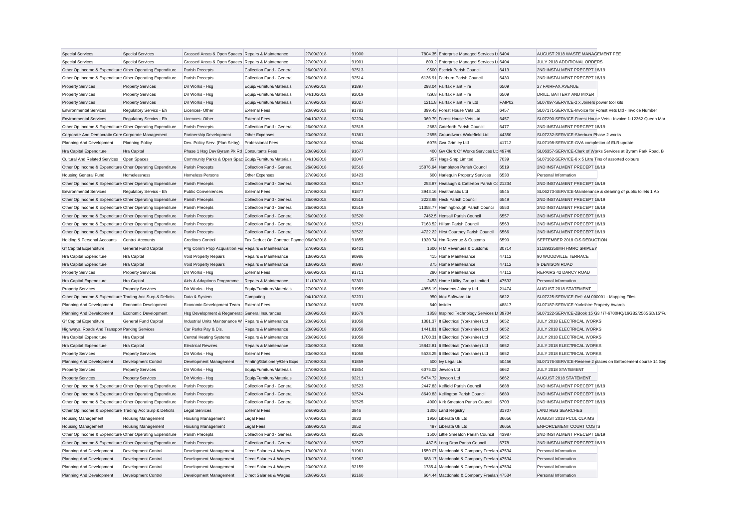| | | | | | | | | | |
|---|---|---|---|---|---|---|---|---|---|
| Special Services | Special Services | Grassed Areas & Open Spaces | Repairs & Maintenance | 27/09/2018 | 91900 | 7804.35 | Enterprise Managed Services Lt | 6404 | AUGUST 2018 WASTE MANAGEMENT FEE |
| Special Services | Special Services | Grassed Areas & Open Spaces | Repairs & Maintenance | 27/09/2018 | 91901 | 800.2 | Enterprise Managed Services Lt | 6404 | JULY 2018 ADDITIONAL ORDERS |
| Other Op Income & Expenditure | Other Operating Expenditure | Parish Precepts | Collection Fund - General | 26/09/2018 | 92513 | 9500 | Escrick Parish Council | 6413 | 2ND INSTALMENT PRECEPT 18/19 |
| Other Op Income & Expenditure | Other Operating Expenditure | Parish Precepts | Collection Fund - General | 26/09/2018 | 92514 | 6136.91 | Fairburn Parish Council | 6430 | 2ND INSTALMENT PRECEPT 18/19 |
| Property Services | Property Services | Dir Works - Hsg | Equip/Furniture/Materials | 27/09/2018 | 91897 | 298.04 | Fairfax Plant Hire | 6509 | 27 FAIRFAX AVENUE |
| Property Services | Property Services | Dir Works - Hsg | Equip/Furniture/Materials | 04/10/2018 | 92019 | 729.8 | Fairfax Plant Hire | 6509 | DRILL, BATTERY AND MIXER |
| Property Services | Property Services | Dir Works - Hsg | Equip/Furniture/Materials | 27/09/2018 | 92027 | 1211.8 | Fairfax Plant Hire Ltd | FAIP02 | SL07097-SERVICE-2 x Joiners power tool kits |
| Environmental Services | Regulatory Servics - Eh | Licences- Other | External Fees | 20/09/2018 | 91783 | 399.43 | Forest House Vets Ltd | 6457 | SL07171-SERVICE-Invoice for Forest Vets Ltd - Invoice Number |
| Environmental Services | Regulatory Servics - Eh | Licences- Other | External Fees | 04/10/2018 | 92234 | 369.79 | Forest House Vets Ltd | 6457 | SL07290-SERVICE-Forest House Vets - Invoice 1-12362 Queen Mar |
| Other Op Income & Expenditure | Other Operating Expenditure | Parish Precepts | Collection Fund - General | 26/09/2018 | 92515 | 2683 | Gateforth Parish Council | 6477 | 2ND INSTALMENT PRECEPT 18/19 |
| Corporate And Democratic Core | Corporate Management | Partnership Development | Other Expenses | 20/09/2018 | 91361 | 2655 | Groundwork Wakefield Ltd | 44350 | SL07232-SERVICE-Sherburn Phase 2 works |
| Planning And Development | Planning Policy | Dev. Policy Serv. (Plan Selby) | Professional Fees | 20/09/2018 | 92044 | 6075 | Gva Grimley Ltd | 41712 | SL07198-SERVICE-GVA completion of ELR update |
| Hra Capital Expenditure | Hra Capital | Phase 1 Hsg Dev Byram Pk Rd | Consultants Fees | 20/09/2018 | 91677 | 400 | Gw Clerk Of Works Services Ltd | 49748 | SL06357-SERVICE-Clerk of Works Services at Byram Park Road, B |
| Cultural And Related Services | Open Spaces | Community Parks & Open Spac | Equip/Furniture/Materials | 04/10/2018 | 92047 | 357 | Hags-Smp Limited | 7039 | SL07162-SERVICE-6 x 5 Litre Tins of assorted colours |
| Other Op Income & Expenditure | Other Operating Expenditure | Parish Precepts | Collection Fund - General | 26/09/2018 | 92516 | 15876.94 | Hambleton Parish Council | 6519 | 2ND INSTALMENT PRECEPT 18/19 |
| Housing General Fund | Homelessness | Homeless Persons | Other Expenses | 27/09/2018 | 92423 | 600 | Harlequin Property Services | 6530 | Personal Information |
| Other Op Income & Expenditure | Other Operating Expenditure | Parish Precepts | Collection Fund - General | 26/09/2018 | 92517 | 253.87 | Healaugh & Catterton Parish Co | 21234 | 2ND INSTALMENT PRECEPT 18/19 |
| Environmental Services | Regulatory Servics - Eh | Public Conveniences | External Fees | 27/09/2018 | 91877 | 3943.16 | Healthmatic Ltd | 6545 | SL06273-SERVICE-Maintenance & cleaning of public toilets 1 Ap |
| Other Op Income & Expenditure | Other Operating Expenditure | Parish Precepts | Collection Fund - General | 26/09/2018 | 92518 | 2223.98 | Heck Parish Council | 6549 | 2ND INSTALMENT PRECEPT 18/19 |
| Other Op Income & Expenditure | Other Operating Expenditure | Parish Precepts | Collection Fund - General | 26/09/2018 | 92519 | 11358.77 | Hemingbrough Parish Council | 6553 | 2ND INSTALMENT PRECEPT 18/19 |
| Other Op Income & Expenditure | Other Operating Expenditure | Parish Precepts | Collection Fund - General | 26/09/2018 | 92520 | 7462.5 | Hensall Parish Council | 6557 | 2ND INSTALMENT PRECEPT 18/19 |
| Other Op Income & Expenditure | Other Operating Expenditure | Parish Precepts | Collection Fund - General | 26/09/2018 | 92521 | 7163.52 | Hillam Parish Council | 6563 | 2ND INSTALMENT PRECEPT 18/19 |
| Other Op Income & Expenditure | Other Operating Expenditure | Parish Precepts | Collection Fund - General | 26/09/2018 | 92522 | 4722.22 | Hirst Courtney Parish Council | 6566 | 2ND INSTALMENT PRECEPT 18/19 |
| Holding & Personal Accounts | Control Accounts | Creditors Control | Tax Deduct On Contract Payme | 06/09/2018 | 91855 | 1920.74 | Hm Revenue & Customs | 6590 | SEPTEMBER 2018 CIS DEDUCTION |
| Gf Capital Expenditure | General Fund Capital | P4g Comm Prop Acquisition Fur | Repairs & Maintenance | 27/09/2018 | 92401 | 1600 | H M Revenues & Customs | 30714 | 311893350MH HMRC SHIPLEY |
| Hra Capital Expenditure | Hra Capital | Void Property Repairs | Repairs & Maintenance | 13/09/2018 | 90986 | 415 | Home Maintenance | 47112 | 90 WOODVILLE TERRACE |
| Hra Capital Expenditure | Hra Capital | Void Property Repairs | Repairs & Maintenance | 13/09/2018 | 90987 | 375 | Home Maintenance | 47112 | 9 DENISON ROAD |
| Property Services | Property Services | Dir Works - Hsg | External Fees | 06/09/2018 | 91711 | 280 | Home Maintenance | 47112 | REPAIRS 42 DARCY ROAD |
| Hra Capital Expenditure | Hra Capital | Aids & Adaptions Programme | Repairs & Maintenance | 11/10/2018 | 92301 | 2453 | Home Utility Group Limited | 47533 | Personal Information |
| Property Services | Property Services | Dir Works - Hsg | Equip/Furniture/Materials | 27/09/2018 | 91959 | 4955.19 | Howdens Joinery Ltd | 21474 | AUGUST 2018 STATEMENT |
| Other Op Income & Expenditure | Trading Acc Surp & Deficits | Data & System | Computing | 04/10/2018 | 92231 | 950 | Idox Software Ltd | 6622 | SL07225-SERVICE-Ref: AM 000001 - Mapping Files |
| Planning And Development | Economic Development | Economic Development Team | External Fees | 13/09/2018 | 91878 | 640 | Insider | 48817 | SL07187-SERVICE-Yorkshire Property Awards |
| Planning And Development | Economic Development | Hsg Development & Regenerati | General Insurances | 20/09/2018 | 91678 | 1858 | Inspired Technology Services Lt | 39704 | SL07122-SERVICE-ZBook 15 G3 / i7-6700HQ/16GB2/256SSD/15"Full |
| Gf Capital Expenditure | General Fund Capital | Industrial Units Maintenance W | Repairs & Maintenance | 20/09/2018 | 91058 | 1381.37 | It Electrical (Yorkshire) Ltd | 6652 | JULY 2018 ELECTRICAL WORKS |
| Highways, Roads And Transport | Parking Services | Car Parks Pay & Dis. | Repairs & Maintenance | 20/09/2018 | 91058 | 1441.81 | It Electrical (Yorkshire) Ltd | 6652 | JULY 2018 ELECTRICAL WORKS |
| Hra Capital Expenditure | Hra Capital | Central Heating Systems | Repairs & Maintenance | 20/09/2018 | 91058 | 1700.31 | It Electrical (Yorkshire) Ltd | 6652 | JULY 2018 ELECTRICAL WORKS |
| Hra Capital Expenditure | Hra Capital | Electrical Rewires | Repairs & Maintenance | 20/09/2018 | 91058 | 15842.81 | It Electrical (Yorkshire) Ltd | 6652 | JULY 2018 ELECTRICAL WORKS |
| Property Services | Property Services | Dir Works - Hsg | External Fees | 20/09/2018 | 91058 | 5538.25 | It Electrical (Yorkshire) Ltd | 6652 | JULY 2018 ELECTRICAL WORKS |
| Planning And Development | Development Control | Development Management | Printing/Stationery/Gen Exps | 27/09/2018 | 91859 | 500 | Ivy Legal Ltd | 50456 | SL07176-SERVICE-Reserve 2 places on Enforcement course 14 Sep |
| Property Services | Property Services | Dir Works - Hsg | Equip/Furniture/Materials | 27/09/2018 | 91854 | 6075.02 | Jewson Ltd | 6662 | JULY 2018 STATEMENT |
| Property Services | Property Services | Dir Works - Hsg | Equip/Furniture/Materials | 27/09/2018 | 92211 | 5474.72 | Jewson Ltd | 6662 | AUGUST 2018 STATEMENT |
| Other Op Income & Expenditure | Other Operating Expenditure | Parish Precepts | Collection Fund - General | 26/09/2018 | 92523 | 2447.83 | Kelfield Parish Council | 6688 | 2ND INSTALMENT PRECEPT 18/19 |
| Other Op Income & Expenditure | Other Operating Expenditure | Parish Precepts | Collection Fund - General | 26/09/2018 | 92524 | 8649.83 | Kellington Parish Council | 6689 | 2ND INSTALMENT PRECEPT 18/19 |
| Other Op Income & Expenditure | Other Operating Expenditure | Parish Precepts | Collection Fund - General | 26/09/2018 | 92525 | 4000 | Kirk Smeaton Parish Council | 6703 | 2ND INSTALMENT PRECEPT 18/19 |
| Other Op Income & Expenditure | Trading Acc Surp & Deficits | Legal Services | External Fees | 24/09/2018 | 3846 | 1306 | Land Registry | 31707 | LAND REG SEARCHES |
| Housing Management | Housing Management | Housing Management | Legal Fees | 07/09/2018 | 3833 | 1950 | Liberata Uk Ltd | 36656 | AUGUST 2018 PCOL CLAIMS |
| Housing Management | Housing Management | Housing Management | Legal Fees | 28/09/2018 | 3852 | 497 | Liberata Uk Ltd | 36656 | ENFORCEMENT COURT COSTS |
| Other Op Income & Expenditure | Other Operating Expenditure | Parish Precepts | Collection Fund - General | 26/09/2018 | 92526 | 1500 | Little Smeaton Parish Council | 43987 | 2ND INSTALMENT PRECEPT 18/19 |
| Other Op Income & Expenditure | Other Operating Expenditure | Parish Precepts | Collection Fund - General | 26/09/2018 | 92527 | 487.5 | Long Drax Parish Council | 6778 | 2ND INSTALMENT PRECEPT 18/19 |
| Planning And Development | Development Control | Development Management | Direct Salaries & Wages | 13/09/2018 | 91961 | 1559.07 | Macdonald & Company Freelan | 47534 | Personal Information |
| Planning And Development | Development Control | Development Management | Direct Salaries & Wages | 13/09/2018 | 91962 | 688.17 | Macdonald & Company Freelan | 47534 | Personal Information |
| Planning And Development | Development Control | Development Management | Direct Salaries & Wages | 20/09/2018 | 92159 | 1785.4 | Macdonald & Company Freelan | 47534 | Personal Information |
| Planning And Development | Development Control | Development Management | Direct Salaries & Wages | 20/09/2018 | 92160 | 664.44 | Macdonald & Company Freelan | 47534 | Personal Information |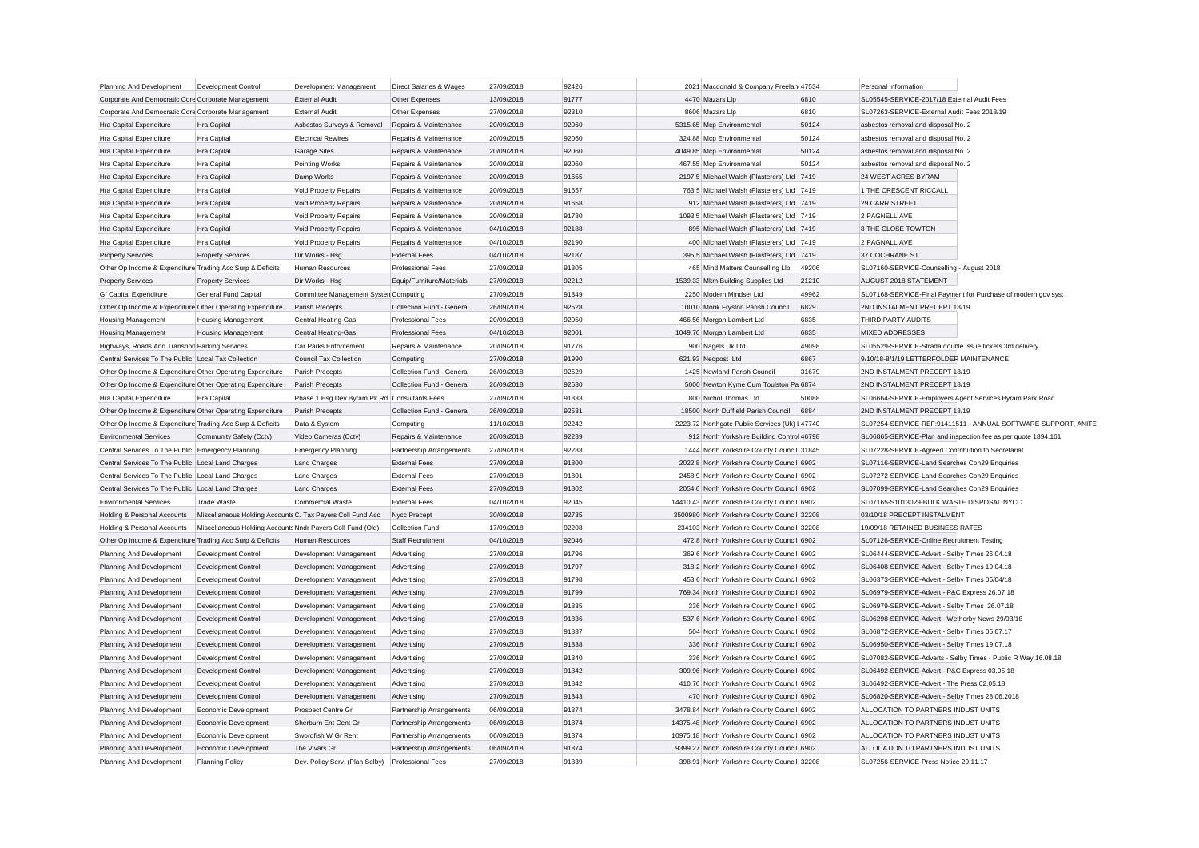| Planning And Development | Development Control | Development Management | Direct Salaries & Wages | 27/09/2018 | 92426 | 2021 | Macdonald & Company Freelan | 47534 | Personal Information |
|---|---|---|---|---|---|---|---|---|---|
| Corporate And Democratic Core | Corporate Management | External Audit | Other Expenses | 13/09/2018 | 91777 | 4470 | Mazars Llp | 6810 | SL05545-SERVICE-2017/18 External Audit Fees |
| Corporate And Democratic Core | Corporate Management | External Audit | Other Expenses | 27/09/2018 | 92310 | 8606 | Mazars Llp | 6810 | SL07263-SERVICE-External Audit Fees 2018/19 |
| Hra Capital Expenditure | Hra Capital | Asbestos Surveys & Removal | Repairs & Maintenance | 20/09/2018 | 92060 | 5315.65 | Mcp Environmental | 50124 | asbestos removal and disposal No. 2 |
| Hra Capital Expenditure | Hra Capital | Electrical Rewires | Repairs & Maintenance | 20/09/2018 | 92060 | 324.88 | Mcp Environmental | 50124 | asbestos removal and disposal No. 2 |
| Hra Capital Expenditure | Hra Capital | Garage Sites | Repairs & Maintenance | 20/09/2018 | 92060 | 4049.85 | Mcp Environmental | 50124 | asbestos removal and disposal No. 2 |
| Hra Capital Expenditure | Hra Capital | Pointing Works | Repairs & Maintenance | 20/09/2018 | 92060 | 467.55 | Mcp Environmental | 50124 | asbestos removal and disposal No. 2 |
| Hra Capital Expenditure | Hra Capital | Damp Works | Repairs & Maintenance | 20/09/2018 | 91655 | 2197.5 | Michael Walsh (Plasterers) Ltd | 7419 | 24 WEST ACRES BYRAM |
| Hra Capital Expenditure | Hra Capital | Void Property Repairs | Repairs & Maintenance | 20/09/2018 | 91657 | 763.5 | Michael Walsh (Plasterers) Ltd | 7419 | 1 THE CRESCENT RICCALL |
| Hra Capital Expenditure | Hra Capital | Void Property Repairs | Repairs & Maintenance | 20/09/2018 | 91658 | 912 | Michael Walsh (Plasterers) Ltd | 7419 | 29 CARR STREET |
| Hra Capital Expenditure | Hra Capital | Void Property Repairs | Repairs & Maintenance | 20/09/2018 | 91780 | 1093.5 | Michael Walsh (Plasterers) Ltd | 7419 | 2 PAGNELL AVE |
| Hra Capital Expenditure | Hra Capital | Void Property Repairs | Repairs & Maintenance | 04/10/2018 | 92188 | 895 | Michael Walsh (Plasterers) Ltd | 7419 | 8 THE CLOSE TOWTON |
| Hra Capital Expenditure | Hra Capital | Void Property Repairs | Repairs & Maintenance | 04/10/2018 | 92190 | 400 | Michael Walsh (Plasterers) Ltd | 7419 | 2 PAGNALL AVE |
| Property Services | Property Services | Dir Works - Hsg | External Fees | 04/10/2018 | 92187 | 395.5 | Michael Walsh (Plasterers) Ltd | 7419 | 37 COCHRANE ST |
| Other Op Income & Expenditure | Trading Acc Surp & Deficits | Human Resources | Professional Fees | 27/09/2018 | 91805 | 465 | Mind Matters Counselling Llp | 49206 | SL07160-SERVICE-Counselling - August 2018 |
| Property Services | Property Services | Dir Works - Hsg | Equip/Furniture/Materials | 27/09/2018 | 92212 | 1539.33 | Mkm Building Supplies Ltd | 21210 | AUGUST 2018 STATEMENT |
| Gf Capital Expenditure | General Fund Capital | Committee Management System | Computing | 27/09/2018 | 91849 | 2250 | Modern Mindset Ltd | 49962 | SL07168-SERVICE-Final Payment for Purchase of modern.gov syst |
| Other Op Income & Expenditure | Other Operating Expenditure | Parish Precepts | Collection Fund - General | 26/09/2018 | 92528 | 10010 | Monk Fryston Parish Council | 6829 | 2ND INSTALMENT PRECEPT 18/19 |
| Housing Management | Housing Management | Central Heating-Gas | Professional Fees | 20/09/2018 | 92050 | 466.56 | Morgan Lambert Ltd | 6835 | THIRD PARTY AUDITS |
| Housing Management | Housing Management | Central Heating-Gas | Professional Fees | 04/10/2018 | 92001 | 1049.76 | Morgan Lambert Ltd | 6835 | MIXED ADDRESSES |
| Highways, Roads And Transport | Parking Services | Car Parks Enforcement | Repairs & Maintenance | 20/09/2018 | 91776 | 900 | Nagels Uk Ltd | 49098 | SL05529-SERVICE-Strada double issue tickets 3rd delivery |
| Central Services To The Public | Local Tax Collection | Council Tax Collection | Computing | 27/09/2018 | 91990 | 621.93 | Neopost Ltd | 6867 | 9/10/18-8/1/19 LETTERFOLDER MAINTENANCE |
| Other Op Income & Expenditure | Other Operating Expenditure | Parish Precepts | Collection Fund - General | 26/09/2018 | 92529 | 1425 | Newland Parish Council | 31679 | 2ND INSTALMENT PRECEPT 18/19 |
| Other Op Income & Expenditure | Other Operating Expenditure | Parish Precepts | Collection Fund - General | 26/09/2018 | 92530 | 5000 | Newton Kyme Cum Toulston Pa | 6874 | 2ND INSTALMENT PRECEPT 18/19 |
| Hra Capital Expenditure | Hra Capital | Phase 1 Hsg Dev Byram Pk Rd | Consultants Fees | 27/09/2018 | 91833 | 800 | Nichol Thomas Ltd | 50088 | SL06664-SERVICE-Employers Agent Services Byram Park Road |
| Other Op Income & Expenditure | Other Operating Expenditure | Parish Precepts | Collection Fund - General | 26/09/2018 | 92531 | 18500 | North Duffield Parish Council | 6884 | 2ND INSTALMENT PRECEPT 18/19 |
| Other Op Income & Expenditure | Trading Acc Surp & Deficits | Data & System | Computing | 11/10/2018 | 92242 | 2223.72 | Northgate Public Services (Uk) L | 47740 | SL07254-SERVICE-REF:91411511 - ANNUAL SOFTWARE SUPPORT, ANITE |
| Environmental Services | Community Safety (Cctv) | Video Cameras (Cctv) | Repairs & Maintenance | 20/09/2018 | 92239 | 912 | North Yorkshire Building Control | 46798 | SL06865-SERVICE-Plan and inspection fee as per quote 1894.161 |
| Central Services To The Public | Emergency Planning | Emergency Planning | Partnership Arrangements | 27/09/2018 | 92283 | 1444 | North Yorkshire County Council | 31845 | SL07228-SERVICE-Agreed Contribution to Secretariat |
| Central Services To The Public | Local Land Charges | Land Charges | External Fees | 27/09/2018 | 91800 | 2022.8 | North Yorkshire County Council | 6902 | SL07116-SERVICE-Land Searches Con29 Enquiries |
| Central Services To The Public | Local Land Charges | Land Charges | External Fees | 27/09/2018 | 91801 | 2458.9 | North Yorkshire County Council | 6902 | SL07272-SERVICE-Land Searches Con29 Enquiries |
| Central Services To The Public | Local Land Charges | Land Charges | External Fees | 27/09/2018 | 91802 | 2054.6 | North Yorkshire County Council | 6902 | SL07099-SERVICE-Land Searches Con29 Enquiries |
| Environmental Services | Trade Waste | Commercial Waste | External Fees | 04/10/2018 | 92045 | 14410.43 | North Yorkshire County Council | 6902 | SL07165-S1013029-BULK WASTE DISPOSAL NYCC |
| Holding & Personal Accounts | Miscellaneous Holding Accounts | C. Tax Payers Coll Fund Acc | Nycc Precept | 30/09/2018 | 92735 | 3500980 | North Yorkshire County Council | 32208 | 03/10/18 PRECEPT INSTALMENT |
| Holding & Personal Accounts | Miscellaneous Holding Accounts | Nndr Payers Coll Fund (Old) | Collection Fund | 17/09/2018 | 92208 | 234103 | North Yorkshire County Council | 32208 | 19/09/18 RETAINED BUSINESS RATES |
| Other Op Income & Expenditure | Trading Acc Surp & Deficits | Human Resources | Staff Recruitment | 04/10/2018 | 92046 | 472.8 | North Yorkshire County Council | 6902 | SL07126-SERVICE-Online Recruitment Testing |
| Planning And Development | Development Control | Development Management | Advertising | 27/09/2018 | 91796 | 369.6 | North Yorkshire County Council | 6902 | SL06444-SERVICE-Advert - Selby Times 26.04.18 |
| Planning And Development | Development Control | Development Management | Advertising | 27/09/2018 | 91797 | 318.2 | North Yorkshire County Council | 6902 | SL06408-SERVICE-Advert - Selby Times 19.04.18 |
| Planning And Development | Development Control | Development Management | Advertising | 27/09/2018 | 91798 | 453.6 | North Yorkshire County Council | 6902 | SL06373-SERVICE-Advert - Selby Times 05/04/18 |
| Planning And Development | Development Control | Development Management | Advertising | 27/09/2018 | 91799 | 769.34 | North Yorkshire County Council | 6902 | SL06979-SERVICE-Advert - P&C Express 26.07.18 |
| Planning And Development | Development Control | Development Management | Advertising | 27/09/2018 | 91835 | 336 | North Yorkshire County Council | 6902 | SL06979-SERVICE-Advert - Selby Times 26.07.18 |
| Planning And Development | Development Control | Development Management | Advertising | 27/09/2018 | 91836 | 537.6 | North Yorkshire County Council | 6902 | SL06298-SERVICE-Advert - Wetherby News 29/03/18 |
| Planning And Development | Development Control | Development Management | Advertising | 27/09/2018 | 91837 | 504 | North Yorkshire County Council | 6902 | SL06872-SERVICE-Advert - Selby Times 05.07.17 |
| Planning And Development | Development Control | Development Management | Advertising | 27/09/2018 | 91838 | 336 | North Yorkshire County Council | 6902 | SL06950-SERVICE-Advert - Selby Times 19.07.18 |
| Planning And Development | Development Control | Development Management | Advertising | 27/09/2018 | 91840 | 336 | North Yorkshire County Council | 6902 | SL07082-SERVICE-Adverts - Selby Times - Public R Way 16.08.18 |
| Planning And Development | Development Control | Development Management | Advertising | 27/09/2018 | 91842 | 309.96 | North Yorkshire County Council | 6902 | SL06492-SERVICE-Advert - P&C Express 03.05.18 |
| Planning And Development | Development Control | Development Management | Advertising | 27/09/2018 | 91842 | 410.76 | North Yorkshire County Council | 6902 | SL06492-SERVICE-Advert - The Press 02.05.18 |
| Planning And Development | Development Control | Development Management | Advertising | 27/09/2018 | 91843 | 470 | North Yorkshire County Council | 6902 | SL06820-SERVICE-Advert - Selby Times 28.06.2018 |
| Planning And Development | Economic Development | Prospect Centre Gr | Partnership Arrangements | 06/09/2018 | 91874 | 3478.84 | North Yorkshire County Council | 6902 | ALLOCATION TO PARTNERS INDUST UNITS |
| Planning And Development | Economic Development | Sherburn Ent Cent Gr | Partnership Arrangements | 06/09/2018 | 91874 | 14375.48 | North Yorkshire County Council | 6902 | ALLOCATION TO PARTNERS INDUST UNITS |
| Planning And Development | Economic Development | Swordfish W Gr Rent | Partnership Arrangements | 06/09/2018 | 91874 | 10975.18 | North Yorkshire County Council | 6902 | ALLOCATION TO PARTNERS INDUST UNITS |
| Planning And Development | Economic Development | The Vivars Gr | Partnership Arrangements | 06/09/2018 | 91874 | 9399.27 | North Yorkshire County Council | 6902 | ALLOCATION TO PARTNERS INDUST UNITS |
| Planning And Development | Planning Policy | Dev. Policy Serv. (Plan Selby) | Professional Fees | 27/09/2018 | 91839 | 398.91 | North Yorkshire County Council | 32208 | SL07256-SERVICE-Press Notice 29.11.17 |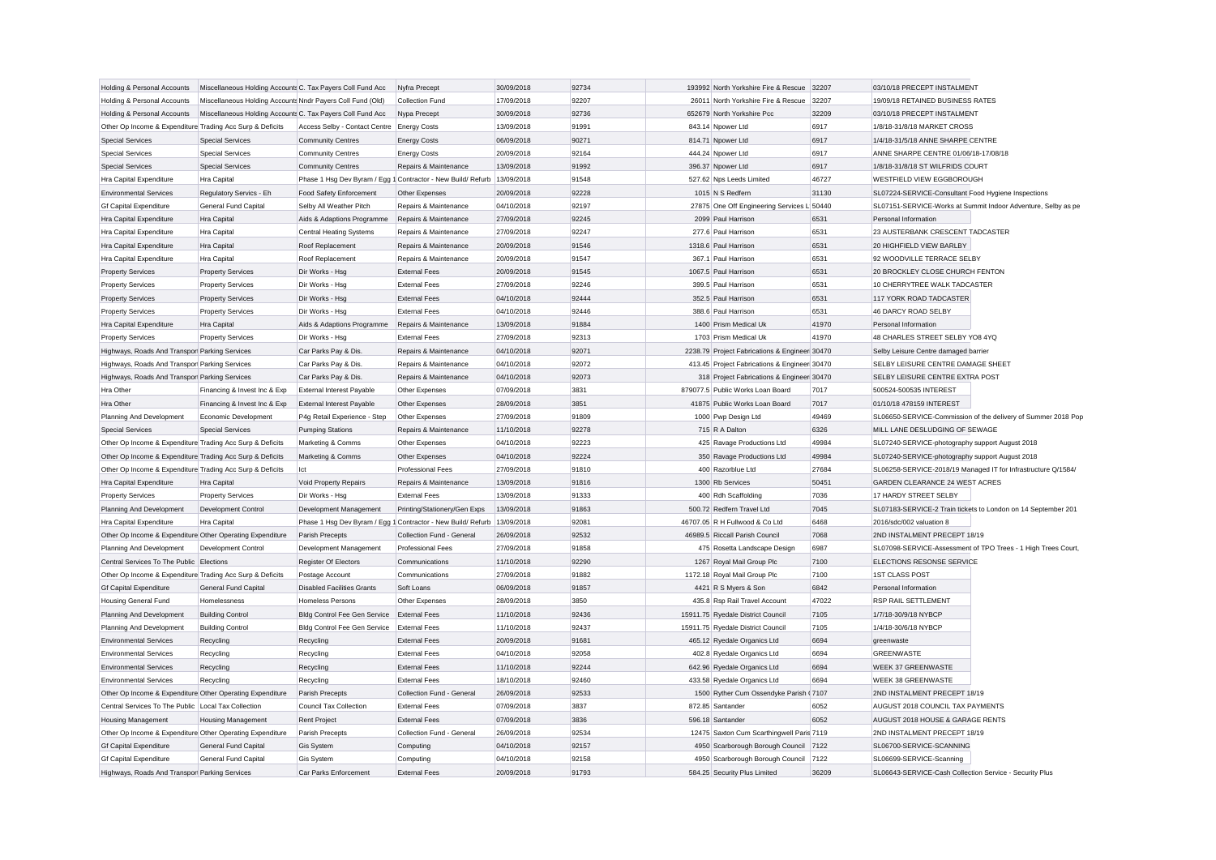| | | | | | | | | | |
|---|---|---|---|---|---|---|---|---|---|
| Holding & Personal Accounts | Miscellaneous Holding Accounts | C. Tax Payers Coll Fund Acc | Nyfra Precept | 30/09/2018 | 92734 | 193992 | North Yorkshire Fire & Rescue | 32207 | 03/10/18 PRECEPT INSTALMENT |
| Holding & Personal Accounts | Miscellaneous Holding Accounts | Nndr Payers Coll Fund (Old) | Collection Fund | 17/09/2018 | 92207 | 26011 | North Yorkshire Fire & Rescue | 32207 | 19/09/18 RETAINED BUSINESS RATES |
| Holding & Personal Accounts | Miscellaneous Holding Accounts | C. Tax Payers Coll Fund Acc | Nypa Precept | 30/09/2018 | 92736 | 652679 | North Yorkshire Pcc | 32209 | 03/10/18 PRECEPT INSTALMENT |
| Other Op Income & Expenditure | Trading Acc Surp & Deficits | Access Selby - Contact Centre | Energy Costs | 13/09/2018 | 91991 | 843.14 | Npower Ltd | 6917 | 1/8/18-31/8/18 MARKET CROSS |
| Special Services | Special Services | Community Centres | Energy Costs | 06/09/2018 | 90271 | 814.71 | Npower Ltd | 6917 | 1/4/18-31/5/18 ANNE SHARPE CENTRE |
| Special Services | Special Services | Community Centres | Energy Costs | 20/09/2018 | 92164 | 444.24 | Npower Ltd | 6917 | ANNE SHARPE CENTRE 01/06/18-17/08/18 |
| Special Services | Special Services | Community Centres | Repairs & Maintenance | 13/09/2018 | 91992 | 396.37 | Npower Ltd | 6917 | 1/8/18-31/8/18 ST WILFRIDS COURT |
| Hra Capital Expenditure | Hra Capital | Phase 1 Hsg Dev Byram / Egg 1 | Contractor - New Build/ Refurb | 13/09/2018 | 91548 | 527.62 | Nps Leeds Limited | 46727 | WESTFIELD VIEW EGGBOROUGH |
| Environmental Services | Regulatory Servics - Eh | Food Safety Enforcement | Other Expenses | 20/09/2018 | 92228 | 1015 | N S Redfern | 31130 | SL07224-SERVICE-Consultant Food Hygiene Inspections |
| Gf Capital Expenditure | General Fund Capital | Selby All Weather Pitch | Repairs & Maintenance | 04/10/2018 | 92197 | 27875 | One Off Engineering Services L | 50440 | SL07151-SERVICE-Works at Summit Indoor Adventure, Selby as pe |
| Hra Capital Expenditure | Hra Capital | Aids & Adaptions Programme | Repairs & Maintenance | 27/09/2018 | 92245 | 2099 | Paul Harrison | 6531 | Personal Information |
| Hra Capital Expenditure | Hra Capital | Central Heating Systems | Repairs & Maintenance | 27/09/2018 | 92247 | 277.6 | Paul Harrison | 6531 | 23 AUSTERBANK CRESCENT TADCASTER |
| Hra Capital Expenditure | Hra Capital | Roof Replacement | Repairs & Maintenance | 20/09/2018 | 91546 | 1318.6 | Paul Harrison | 6531 | 20 HIGHFIELD VIEW BARLBY |
| Hra Capital Expenditure | Hra Capital | Roof Replacement | Repairs & Maintenance | 20/09/2018 | 91547 | 367.1 | Paul Harrison | 6531 | 92 WOODVILLE TERRACE SELBY |
| Property Services | Property Services | Dir Works - Hsg | External Fees | 20/09/2018 | 91545 | 1067.5 | Paul Harrison | 6531 | 20 BROCKLEY CLOSE CHURCH FENTON |
| Property Services | Property Services | Dir Works - Hsg | External Fees | 27/09/2018 | 92246 | 399.5 | Paul Harrison | 6531 | 10 CHERRYTREE WALK TADCASTER |
| Property Services | Property Services | Dir Works - Hsg | External Fees | 04/10/2018 | 92444 | 352.5 | Paul Harrison | 6531 | 117 YORK ROAD TADCASTER |
| Property Services | Property Services | Dir Works - Hsg | External Fees | 04/10/2018 | 92446 | 388.6 | Paul Harrison | 6531 | 46 DARCY ROAD SELBY |
| Hra Capital Expenditure | Hra Capital | Aids & Adaptions Programme | Repairs & Maintenance | 13/09/2018 | 91884 | 1400 | Prism Medical Uk | 41970 | Personal Information |
| Property Services | Property Services | Dir Works - Hsg | External Fees | 27/09/2018 | 92313 | 1703 | Prism Medical Uk | 41970 | 48 CHARLES STREET SELBY YO8 4YQ |
| Highways, Roads And Transport | Parking Services | Car Parks Pay & Dis. | Repairs & Maintenance | 04/10/2018 | 92071 | 2238.79 | Project Fabrications & Engineer | 30470 | Selby Leisure Centre damaged barrier |
| Highways, Roads And Transport | Parking Services | Car Parks Pay & Dis. | Repairs & Maintenance | 04/10/2018 | 92072 | 413.45 | Project Fabrications & Engineer | 30470 | SELBY LEISURE CENTRE DAMAGE SHEET |
| Highways, Roads And Transport | Parking Services | Car Parks Pay & Dis. | Repairs & Maintenance | 04/10/2018 | 92073 | 318 | Project Fabrications & Engineer | 30470 | SELBY LEISURE CENTRE EXTRA POST |
| Hra Other | Financing & Invest Inc & Exp | External Interest Payable | Other Expenses | 07/09/2018 | 3831 | 879077.5 | Public Works Loan Board | 7017 | 500524-500535 INTEREST |
| Hra Other | Financing & Invest Inc & Exp | External Interest Payable | Other Expenses | 28/09/2018 | 3851 | 41875 | Public Works Loan Board | 7017 | 01/10/18 478159 INTEREST |
| Planning And Development | Economic Development | P4g Retail Experience - Step | Other Expenses | 27/09/2018 | 91809 | 1000 | Pwp Design Ltd | 49469 | SL06650-SERVICE-Commission of the delivery of Summer 2018 Pop |
| Special Services | Special Services | Pumping Stations | Repairs & Maintenance | 11/10/2018 | 92278 | 715 | R A Dalton | 6326 | MILL LANE DESLUDGING OF SEWAGE |
| Other Op Income & Expenditure | Trading Acc Surp & Deficits | Marketing & Comms | Other Expenses | 04/10/2018 | 92223 | 425 | Ravage Productions Ltd | 49984 | SL07240-SERVICE-photography support August 2018 |
| Other Op Income & Expenditure | Trading Acc Surp & Deficits | Marketing & Comms | Other Expenses | 04/10/2018 | 92224 | 350 | Ravage Productions Ltd | 49984 | SL07240-SERVICE-photography support August 2018 |
| Other Op Income & Expenditure | Trading Acc Surp & Deficits | Ict | Professional Fees | 27/09/2018 | 91810 | 400 | Razorblue Ltd | 27684 | SL06258-SERVICE-2018/19 Managed IT for Infrastructure Q/1584/ |
| Hra Capital Expenditure | Hra Capital | Void Property Repairs | Repairs & Maintenance | 13/09/2018 | 91816 | 1300 | Rb Services | 50451 | GARDEN CLEARANCE 24 WEST ACRES |
| Property Services | Property Services | Dir Works - Hsg | External Fees | 13/09/2018 | 91333 | 400 | Rdh Scaffolding | 7036 | 17 HARDY STREET SELBY |
| Planning And Development | Development Control | Development Management | Printing/Stationery/Gen Exps | 13/09/2018 | 91863 | 500.72 | Redfern Travel Ltd | 7045 | SL07183-SERVICE-2 Train tickets to London on 14 September 201 |
| Hra Capital Expenditure | Hra Capital | Phase 1 Hsg Dev Byram / Egg 1 | Contractor - New Build/ Refurb | 13/09/2018 | 92081 | 46707.05 | R H Fullwood & Co Ltd | 6468 | 2016/sdc/002 valuation 8 |
| Other Op Income & Expenditure | Other Operating Expenditure | Parish Precepts | Collection Fund - General | 26/09/2018 | 92532 | 46989.5 | Riccall Parish Council | 7068 | 2ND INSTALMENT PRECEPT 18/19 |
| Planning And Development | Development Control | Development Management | Professional Fees | 27/09/2018 | 91858 | 475 | Rosetta Landscape Design | 6987 | SL07098-SERVICE-Assessment of TPO Trees - 1 High Trees Court, |
| Central Services To The Public | Elections | Register Of Electors | Communications | 11/10/2018 | 92290 | 1267 | Royal Mail Group Plc | 7100 | ELECTIONS RESONSE SERVICE |
| Other Op Income & Expenditure | Trading Acc Surp & Deficits | Postage Account | Communications | 27/09/2018 | 91882 | 1172.18 | Royal Mail Group Plc | 7100 | 1ST CLASS POST |
| Gf Capital Expenditure | General Fund Capital | Disabled Facilities Grants | Soft Loans | 06/09/2018 | 91857 | 4421 | R S Myers & Son | 6842 | Personal Information |
| Housing General Fund | Homelessness | Homeless Persons | Other Expenses | 28/09/2018 | 3850 | 435.8 | Rsp Rail Travel Account | 47022 | RSP RAIL SETTLEMENT |
| Planning And Development | Building Control | Bldg Control Fee Gen Service | External Fees | 11/10/2018 | 92436 | 15911.75 | Ryedale District Council | 7105 | 1/7/18-30/9/18 NYBCP |
| Planning And Development | Building Control | Bldg Control Fee Gen Service | External Fees | 11/10/2018 | 92437 | 15911.75 | Ryedale District Council | 7105 | 1/4/18-30/6/18 NYBCP |
| Environmental Services | Recycling | Recycling | External Fees | 20/09/2018 | 91681 | 465.12 | Ryedale Organics Ltd | 6694 | greenwaste |
| Environmental Services | Recycling | Recycling | External Fees | 04/10/2018 | 92058 | 402.8 | Ryedale Organics Ltd | 6694 | GREENWASTE |
| Environmental Services | Recycling | Recycling | External Fees | 11/10/2018 | 92244 | 642.96 | Ryedale Organics Ltd | 6694 | WEEK 37 GREENWASTE |
| Environmental Services | Recycling | Recycling | External Fees | 18/10/2018 | 92460 | 433.58 | Ryedale Organics Ltd | 6694 | WEEK 38 GREENWASTE |
| Other Op Income & Expenditure | Other Operating Expenditure | Parish Precepts | Collection Fund - General | 26/09/2018 | 92533 | 1500 | Ryther Cum Ossendyke Parish C | 7107 | 2ND INSTALMENT PRECEPT 18/19 |
| Central Services To The Public | Local Tax Collection | Council Tax Collection | External Fees | 07/09/2018 | 3837 | 872.85 | Santander | 6052 | AUGUST 2018 COUNCIL TAX PAYMENTS |
| Housing Management | Housing Management | Rent Project | External Fees | 07/09/2018 | 3836 | 596.18 | Santander | 6052 | AUGUST 2018 HOUSE & GARAGE RENTS |
| Other Op Income & Expenditure | Other Operating Expenditure | Parish Precepts | Collection Fund - General | 26/09/2018 | 92534 | 12475 | Saxton Cum Scarthingwell Paris | 7119 | 2ND INSTALMENT PRECEPT 18/19 |
| Gf Capital Expenditure | General Fund Capital | Gis System | Computing | 04/10/2018 | 92157 | 4950 | Scarborough Borough Council | 7122 | SL06700-SERVICE-SCANNING |
| Gf Capital Expenditure | General Fund Capital | Gis System | Computing | 04/10/2018 | 92158 | 4950 | Scarborough Borough Council | 7122 | SL06699-SERVICE-Scanning |
| Highways, Roads And Transport | Parking Services | Car Parks Enforcement | External Fees | 20/09/2018 | 91793 | 584.25 | Security Plus Limited | 36209 | SL06643-SERVICE-Cash Collection Service - Security Plus |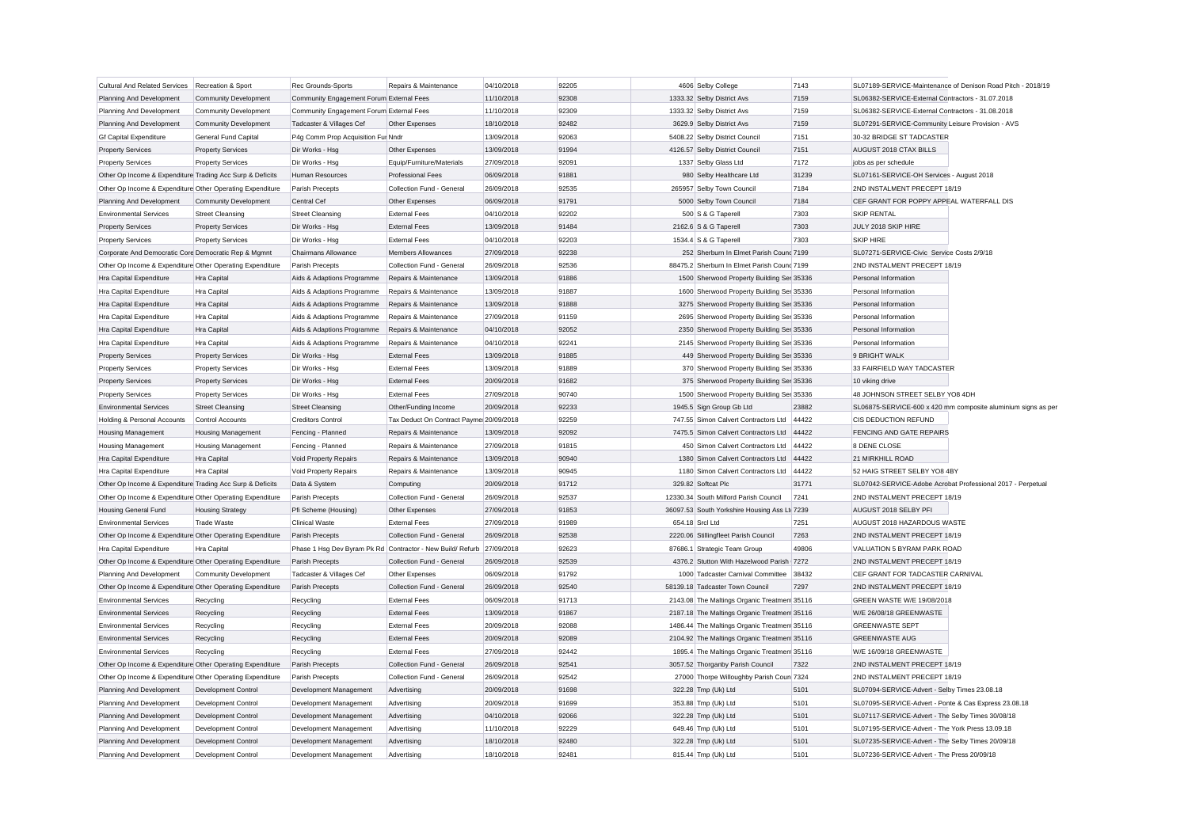| Cultural And Related Services | Recreation & Sport | Rec Grounds-Sports | Repairs & Maintenance | 04/10/2018 | 92205 | 4606 | Selby College | 7143 | SL07189-SERVICE-Maintenance of Denison Road Pitch - 2018/19 |
|---|---|---|---|---|---|---|---|---|---|
| Planning And Development | Community Development | Community Engagement Forum | External Fees | 11/10/2018 | 92308 | 1333.32 | Selby District Avs | 7159 | SL06382-SERVICE-External Contractors - 31.07.2018 |
| Planning And Development | Community Development | Community Engagement Forum | External Fees | 11/10/2018 | 92309 | 1333.32 | Selby District Avs | 7159 | SL06382-SERVICE-External Contractors - 31.08.2018 |
| Planning And Development | Community Development | Tadcaster & Villages Cef | Other Expenses | 18/10/2018 | 92482 | 3629.9 | Selby District Avs | 7159 | SL07291-SERVICE-Community Leisure Provision - AVS |
| Gf Capital Expenditure | General Fund Capital | P4g Comm Prop Acquisition Fur | Nndr | 13/09/2018 | 92063 | 5408.22 | Selby District Council | 7151 | 30-32 BRIDGE ST TADCASTER |
| Property Services | Property Services | Dir Works - Hsg | Other Expenses | 13/09/2018 | 91994 | 4126.57 | Selby District Council | 7151 | AUGUST 2018 CTAX BILLS |
| Property Services | Property Services | Dir Works - Hsg | Equip/Furniture/Materials | 27/09/2018 | 92091 | 1337 | Selby Glass Ltd | 7172 | jobs as per schedule |
| Other Op Income & Expenditure | Trading Acc Surp & Deficits | Human Resources | Professional Fees | 06/09/2018 | 91881 | 980 | Selby Healthcare Ltd | 31239 | SL07161-SERVICE-OH Services - August 2018 |
| Other Op Income & Expenditure | Other Operating Expenditure | Parish Precepts | Collection Fund - General | 26/09/2018 | 92535 | 265957 | Selby Town Council | 7184 | 2ND INSTALMENT PRECEPT 18/19 |
| Planning And Development | Community Development | Central Cef | Other Expenses | 06/09/2018 | 91791 | 5000 | Selby Town Council | 7184 | CEF GRANT FOR POPPY APPEAL WATERFALL DIS |
| Environmental Services | Street Cleansing | Street Cleansing | External Fees | 04/10/2018 | 92202 | 500 | S & G Taperell | 7303 | SKIP RENTAL |
| Property Services | Property Services | Dir Works - Hsg | External Fees | 13/09/2018 | 91484 | 2162.6 | S & G Taperell | 7303 | JULY 2018 SKIP HIRE |
| Property Services | Property Services | Dir Works - Hsg | External Fees | 04/10/2018 | 92203 | 1534.4 | S & G Taperell | 7303 | SKIP HIRE |
| Corporate And Democratic Core | Democratic Rep & Mgmnt | Chairmans Allowance | Members Allowances | 27/09/2018 | 92238 | 252 | Sherburn In Elmet Parish Counc | 7199 | SL07271-SERVICE-Civic Service Costs 2/9/18 |
| Other Op Income & Expenditure | Other Operating Expenditure | Parish Precepts | Collection Fund - General | 26/09/2018 | 92536 | 88475.2 | Sherburn In Elmet Parish Counc | 7199 | 2ND INSTALMENT PRECEPT 18/19 |
| Hra Capital Expenditure | Hra Capital | Aids & Adaptions Programme | Repairs & Maintenance | 13/09/2018 | 91886 | 1500 | Sherwood Property Building Ser | 35336 | Personal Information |
| Hra Capital Expenditure | Hra Capital | Aids & Adaptions Programme | Repairs & Maintenance | 13/09/2018 | 91887 | 1600 | Sherwood Property Building Ser | 35336 | Personal Information |
| Hra Capital Expenditure | Hra Capital | Aids & Adaptions Programme | Repairs & Maintenance | 13/09/2018 | 91888 | 3275 | Sherwood Property Building Ser | 35336 | Personal Information |
| Hra Capital Expenditure | Hra Capital | Aids & Adaptions Programme | Repairs & Maintenance | 27/09/2018 | 91159 | 2695 | Sherwood Property Building Ser | 35336 | Personal Information |
| Hra Capital Expenditure | Hra Capital | Aids & Adaptions Programme | Repairs & Maintenance | 04/10/2018 | 92052 | 2350 | Sherwood Property Building Ser | 35336 | Personal Information |
| Hra Capital Expenditure | Hra Capital | Aids & Adaptions Programme | Repairs & Maintenance | 04/10/2018 | 92241 | 2145 | Sherwood Property Building Ser | 35336 | Personal Information |
| Property Services | Property Services | Dir Works - Hsg | External Fees | 13/09/2018 | 91885 | 449 | Sherwood Property Building Ser | 35336 | 9 BRIGHT WALK |
| Property Services | Property Services | Dir Works - Hsg | External Fees | 13/09/2018 | 91889 | 370 | Sherwood Property Building Ser | 35336 | 33 FAIRFIELD WAY TADCASTER |
| Property Services | Property Services | Dir Works - Hsg | External Fees | 20/09/2018 | 91682 | 375 | Sherwood Property Building Ser | 35336 | 10 viking drive |
| Property Services | Property Services | Dir Works - Hsg | External Fees | 27/09/2018 | 90740 | 1500 | Sherwood Property Building Ser | 35336 | 48 JOHNSON STREET SELBY YO8 4DH |
| Environmental Services | Street Cleansing | Street Cleansing | Other/Funding Income | 20/09/2018 | 92233 | 1945.5 | Sign Group Gb Ltd | 23882 | SL06875-SERVICE-600 x 420 mm composite aluminium signs as per |
| Holding & Personal Accounts | Control Accounts | Creditors Control | Tax Deduct On Contract Payme | 20/09/2018 | 92259 | 747.55 | Simon Calvert Contractors Ltd | 44422 | CIS DEDUCTION REFUND |
| Housing Management | Housing Management | Fencing - Planned | Repairs & Maintenance | 13/09/2018 | 92092 | 7475.5 | Simon Calvert Contractors Ltd | 44422 | FENCING AND GATE REPAIRS |
| Housing Management | Housing Management | Fencing - Planned | Repairs & Maintenance | 27/09/2018 | 91815 | 450 | Simon Calvert Contractors Ltd | 44422 | 8 DENE CLOSE |
| Hra Capital Expenditure | Hra Capital | Void Property Repairs | Repairs & Maintenance | 13/09/2018 | 90940 | 1380 | Simon Calvert Contractors Ltd | 44422 | 21 MIRKHILL ROAD |
| Hra Capital Expenditure | Hra Capital | Void Property Repairs | Repairs & Maintenance | 13/09/2018 | 90945 | 1180 | Simon Calvert Contractors Ltd | 44422 | 52 HAIG STREET SELBY YO8 4BY |
| Other Op Income & Expenditure | Trading Acc Surp & Deficits | Data & System | Computing | 20/09/2018 | 91712 | 329.82 | Softcat Plc | 31771 | SL07042-SERVICE-Adobe Acrobat Professional 2017 - Perpetual |
| Other Op Income & Expenditure | Other Operating Expenditure | Parish Precepts | Collection Fund - General | 26/09/2018 | 92537 | 12330.34 | South Milford Parish Council | 7241 | 2ND INSTALMENT PRECEPT 18/19 |
| Housing General Fund | Housing Strategy | Pfi Scheme (Housing) | Other Expenses | 27/09/2018 | 91853 | 36097.53 | South Yorkshire Housing Ass Lt | 7239 | AUGUST 2018 SELBY PFI |
| Environmental Services | Trade Waste | Clinical Waste | External Fees | 27/09/2018 | 91989 | 654.18 | Srcl Ltd | 7251 | AUGUST 2018 HAZARDOUS WASTE |
| Other Op Income & Expenditure | Other Operating Expenditure | Parish Precepts | Collection Fund - General | 26/09/2018 | 92538 | 2220.06 | Stillingfleet Parish Council | 7263 | 2ND INSTALMENT PRECEPT 18/19 |
| Hra Capital Expenditure | Hra Capital | Phase 1 Hsg Dev Byram Pk Rd | Contractor - New Build/ Refurb | 27/09/2018 | 92623 | 87686.1 | Strategic Team Group | 49806 | VALUATION 5 BYRAM PARK ROAD |
| Other Op Income & Expenditure | Other Operating Expenditure | Parish Precepts | Collection Fund - General | 26/09/2018 | 92539 | 4376.2 | Stutton With Hazelwood Parish | 7272 | 2ND INSTALMENT PRECEPT 18/19 |
| Planning And Development | Community Development | Tadcaster & Villages Cef | Other Expenses | 06/09/2018 | 91792 | 1000 | Tadcaster Carnival Committee | 38432 | CEF GRANT FOR TADCASTER CARNIVAL |
| Other Op Income & Expenditure | Other Operating Expenditure | Parish Precepts | Collection Fund - General | 26/09/2018 | 92540 | 58139.18 | Tadcaster Town Council | 7297 | 2ND INSTALMENT PRECEPT 18/19 |
| Environmental Services | Recycling | Recycling | External Fees | 06/09/2018 | 91713 | 2143.08 | The Maltings Organic Treatment | 35116 | GREEN WASTE W/E 19/08/2018 |
| Environmental Services | Recycling | Recycling | External Fees | 13/09/2018 | 91867 | 2187.18 | The Maltings Organic Treatment | 35116 | W/E 26/08/18 GREENWASTE |
| Environmental Services | Recycling | Recycling | External Fees | 20/09/2018 | 92088 | 1486.44 | The Maltings Organic Treatment | 35116 | GREENWASTE SEPT |
| Environmental Services | Recycling | Recycling | External Fees | 20/09/2018 | 92089 | 2104.92 | The Maltings Organic Treatment | 35116 | GREENWASTE AUG |
| Environmental Services | Recycling | Recycling | External Fees | 27/09/2018 | 92442 | 1895.4 | The Maltings Organic Treatment | 35116 | W/E 16/09/18 GREENWASTE |
| Other Op Income & Expenditure | Other Operating Expenditure | Parish Precepts | Collection Fund - General | 26/09/2018 | 92541 | 3057.52 | Thorganby Parish Council | 7322 | 2ND INSTALMENT PRECEPT 18/19 |
| Other Op Income & Expenditure | Other Operating Expenditure | Parish Precepts | Collection Fund - General | 26/09/2018 | 92542 | 27000 | Thorpe Willoughby Parish Coun | 7324 | 2ND INSTALMENT PRECEPT 18/19 |
| Planning And Development | Development Control | Development Management | Advertising | 20/09/2018 | 91698 | 322.28 | Tmp (Uk) Ltd | 5101 | SL07094-SERVICE-Advert - Selby Times 23.08.18 |
| Planning And Development | Development Control | Development Management | Advertising | 20/09/2018 | 91699 | 353.88 | Tmp (Uk) Ltd | 5101 | SL07095-SERVICE-Advert - Ponte & Cas Express 23.08.18 |
| Planning And Development | Development Control | Development Management | Advertising | 04/10/2018 | 92066 | 322.28 | Tmp (Uk) Ltd | 5101 | SL07117-SERVICE-Advert - The Selby Times 30/08/18 |
| Planning And Development | Development Control | Development Management | Advertising | 11/10/2018 | 92229 | 649.46 | Tmp (Uk) Ltd | 5101 | SL07195-SERVICE-Advert - The York Press 13.09.18 |
| Planning And Development | Development Control | Development Management | Advertising | 18/10/2018 | 92480 | 322.28 | Tmp (Uk) Ltd | 5101 | SL07235-SERVICE-Advert - The Selby Times 20/09/18 |
| Planning And Development | Development Control | Development Management | Advertising | 18/10/2018 | 92481 | 815.44 | Tmp (Uk) Ltd | 5101 | SL07236-SERVICE-Advert - The Press 20/09/18 |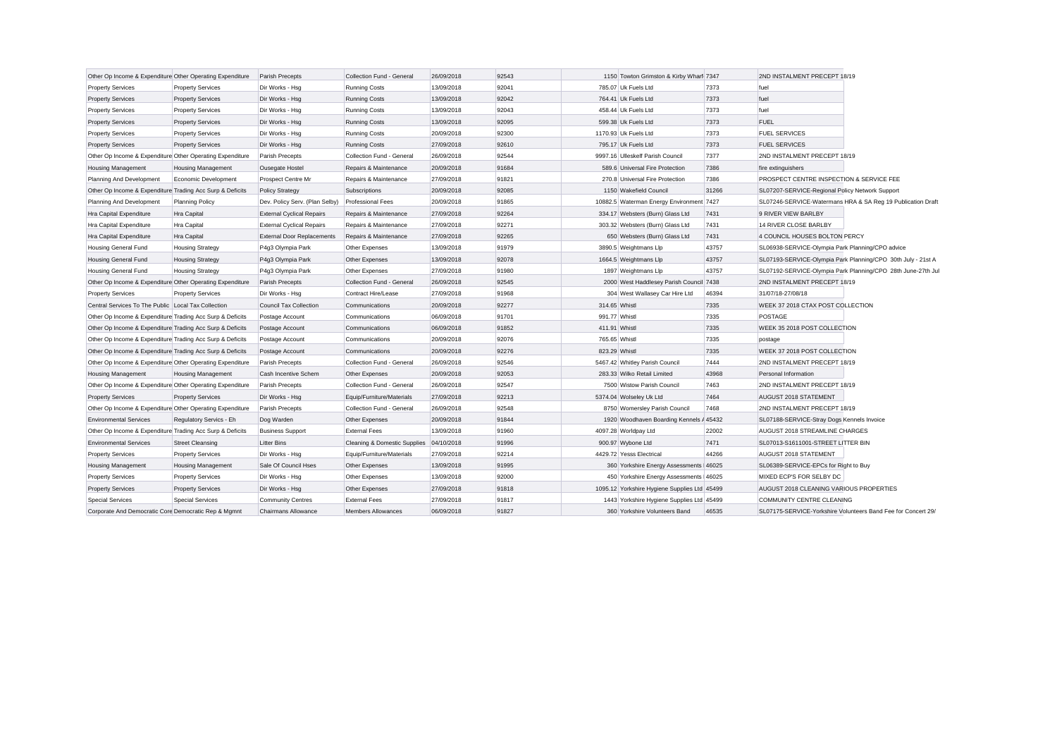| | | | | | | | | | |
|---|---|---|---|---|---|---|---|---|---|
| Other Op Income & Expenditure | Other Operating Expenditure | Parish Precepts | Collection Fund - General | 26/09/2018 | 92543 | 1150 | Towton Grimston & Kirby Wharf | 7347 | 2ND INSTALMENT PRECEPT 18/19 |
| Property Services | Property Services | Dir Works - Hsg | Running Costs | 13/09/2018 | 92041 | 785.07 | Uk Fuels Ltd | 7373 | fuel |
| Property Services | Property Services | Dir Works - Hsg | Running Costs | 13/09/2018 | 92042 | 764.41 | Uk Fuels Ltd | 7373 | fuel |
| Property Services | Property Services | Dir Works - Hsg | Running Costs | 13/09/2018 | 92043 | 458.44 | Uk Fuels Ltd | 7373 | fuel |
| Property Services | Property Services | Dir Works - Hsg | Running Costs | 13/09/2018 | 92095 | 599.38 | Uk Fuels Ltd | 7373 | FUEL |
| Property Services | Property Services | Dir Works - Hsg | Running Costs | 20/09/2018 | 92300 | 1170.93 | Uk Fuels Ltd | 7373 | FUEL SERVICES |
| Property Services | Property Services | Dir Works - Hsg | Running Costs | 27/09/2018 | 92610 | 795.17 | Uk Fuels Ltd | 7373 | FUEL SERVICES |
| Other Op Income & Expenditure | Other Operating Expenditure | Parish Precepts | Collection Fund - General | 26/09/2018 | 92544 | 9997.16 | Ulleskelf Parish Council | 7377 | 2ND INSTALMENT PRECEPT 18/19 |
| Housing Management | Housing Management | Ousegate Hostel | Repairs & Maintenance | 20/09/2018 | 91684 | 589.6 | Universal Fire Protection | 7386 | fire extinguishers |
| Planning And Development | Economic Development | Prospect Centre Mr | Repairs & Maintenance | 27/09/2018 | 91821 | 270.8 | Universal Fire Protection | 7386 | PROSPECT CENTRE INSPECTION & SERVICE FEE |
| Other Op Income & Expenditure | Trading Acc Surp & Deficits | Policy Strategy | Subscriptions | 20/09/2018 | 92085 | 1150 | Wakefield Council | 31266 | SL07207-SERVICE-Regional Policy Network Support |
| Planning And Development | Planning Policy | Dev. Policy Serv. (Plan Selby) | Professional Fees | 20/09/2018 | 91865 | 10882.5 | Waterman Energy Environment | 7427 | SL07246-SERVICE-Watermans HRA & SA Reg 19 Publication Draft |
| Hra Capital Expenditure | Hra Capital | External Cyclical Repairs | Repairs & Maintenance | 27/09/2018 | 92264 | 334.17 | Websters (Burn) Glass Ltd | 7431 | 9 RIVER VIEW BARLBY |
| Hra Capital Expenditure | Hra Capital | External Cyclical Repairs | Repairs & Maintenance | 27/09/2018 | 92271 | 303.32 | Websters (Burn) Glass Ltd | 7431 | 14 RIVER CLOSE BARLBY |
| Hra Capital Expenditure | Hra Capital | External Door Replacements | Repairs & Maintenance | 27/09/2018 | 92265 | 650 | Websters (Burn) Glass Ltd | 7431 | 4 COUNCIL HOUSES BOLTON PERCY |
| Housing General Fund | Housing Strategy | P4g3 Olympia Park | Other Expenses | 13/09/2018 | 91979 | 3890.5 | Weightmans Llp | 43757 | SL06938-SERVICE-Olympia Park Planning/CPO advice |
| Housing General Fund | Housing Strategy | P4g3 Olympia Park | Other Expenses | 13/09/2018 | 92078 | 1664.5 | Weightmans Llp | 43757 | SL07193-SERVICE-Olympia Park Planning/CPO 30th July - 21st A |
| Housing General Fund | Housing Strategy | P4g3 Olympia Park | Other Expenses | 27/09/2018 | 91980 | 1897 | Weightmans Llp | 43757 | SL07192-SERVICE-Olympia Park Planning/CPO 28th June-27th Jul |
| Other Op Income & Expenditure | Other Operating Expenditure | Parish Precepts | Collection Fund - General | 26/09/2018 | 92545 | 2000 | West Haddlesey Parish Council | 7438 | 2ND INSTALMENT PRECEPT 18/19 |
| Property Services | Property Services | Dir Works - Hsg | Contract Hire/Lease | 27/09/2018 | 91968 | 304 | West Wallasey Car Hire Ltd | 46394 | 31/07/18-27/08/18 |
| Central Services To The Public | Local Tax Collection | Council Tax Collection | Communications | 20/09/2018 | 92277 | 314.65 | Whistl | 7335 | WEEK 37 2018 CTAX POST COLLECTION |
| Other Op Income & Expenditure | Trading Acc Surp & Deficits | Postage Account | Communications | 06/09/2018 | 91701 | 991.77 | Whistl | 7335 | POSTAGE |
| Other Op Income & Expenditure | Trading Acc Surp & Deficits | Postage Account | Communications | 06/09/2018 | 91852 | 411.91 | Whistl | 7335 | WEEK 35 2018 POST COLLECTION |
| Other Op Income & Expenditure | Trading Acc Surp & Deficits | Postage Account | Communications | 20/09/2018 | 92076 | 765.65 | Whistl | 7335 | postage |
| Other Op Income & Expenditure | Trading Acc Surp & Deficits | Postage Account | Communications | 20/09/2018 | 92276 | 823.29 | Whistl | 7335 | WEEK 37 2018 POST COLLECTION |
| Other Op Income & Expenditure | Other Operating Expenditure | Parish Precepts | Collection Fund - General | 26/09/2018 | 92546 | 5467.42 | Whitley Parish Council | 7444 | 2ND INSTALMENT PRECEPT 18/19 |
| Housing Management | Housing Management | Cash Incentive Schem | Other Expenses | 20/09/2018 | 92053 | 283.33 | Wilko Retail Limited | 43968 | Personal Information |
| Other Op Income & Expenditure | Other Operating Expenditure | Parish Precepts | Collection Fund - General | 26/09/2018 | 92547 | 7500 | Wistow Parish Council | 7463 | 2ND INSTALMENT PRECEPT 18/19 |
| Property Services | Property Services | Dir Works - Hsg | Equip/Furniture/Materials | 27/09/2018 | 92213 | 5374.04 | Wolseley Uk Ltd | 7464 | AUGUST 2018 STATEMENT |
| Other Op Income & Expenditure | Other Operating Expenditure | Parish Precepts | Collection Fund - General | 26/09/2018 | 92548 | 8750 | Womersley Parish Council | 7468 | 2ND INSTALMENT PRECEPT 18/19 |
| Environmental Services | Regulatory Servics - Eh | Dog Warden | Other Expenses | 20/09/2018 | 91844 | 1920 | Woodhaven Boarding Kennels / | 45432 | SL07188-SERVICE-Stray Dogs Kennels Invoice |
| Other Op Income & Expenditure | Trading Acc Surp & Deficits | Business Support | External Fees | 13/09/2018 | 91960 | 4097.28 | Worldpay Ltd | 22002 | AUGUST 2018 STREAMLINE CHARGES |
| Environmental Services | Street Cleansing | Litter Bins | Cleaning & Domestic Supplies | 04/10/2018 | 91996 | 900.97 | Wybone Ltd | 7471 | SL07013-S1611001-STREET LITTER BIN |
| Property Services | Property Services | Dir Works - Hsg | Equip/Furniture/Materials | 27/09/2018 | 92214 | 4429.72 | Yesss Electrical | 44266 | AUGUST 2018 STATEMENT |
| Housing Management | Housing Management | Sale Of Council Hses | Other Expenses | 13/09/2018 | 91995 | 360 | Yorkshire Energy Assessments | 46025 | SL06389-SERVICE-EPCs for Right to Buy |
| Property Services | Property Services | Dir Works - Hsg | Other Expenses | 13/09/2018 | 92000 | 450 | Yorkshire Energy Assessments | 46025 | MIXED ECP'S FOR SELBY DC |
| Property Services | Property Services | Dir Works - Hsg | Other Expenses | 27/09/2018 | 91818 | 1095.12 | Yorkshire Hygiene Supplies Ltd | 45499 | AUGUST 2018 CLEANING VARIOUS PROPERTIES |
| Special Services | Special Services | Community Centres | External Fees | 27/09/2018 | 91817 | 1443 | Yorkshire Hygiene Supplies Ltd | 45499 | COMMUNITY CENTRE CLEANING |
| Corporate And Democratic Core | Democratic Rep & Mgmnt | Chairmans Allowance | Members Allowances | 06/09/2018 | 91827 | 360 | Yorkshire Volunteers Band | 46535 | SL07175-SERVICE-Yorkshire Volunteers Band Fee for Concert 29/ |